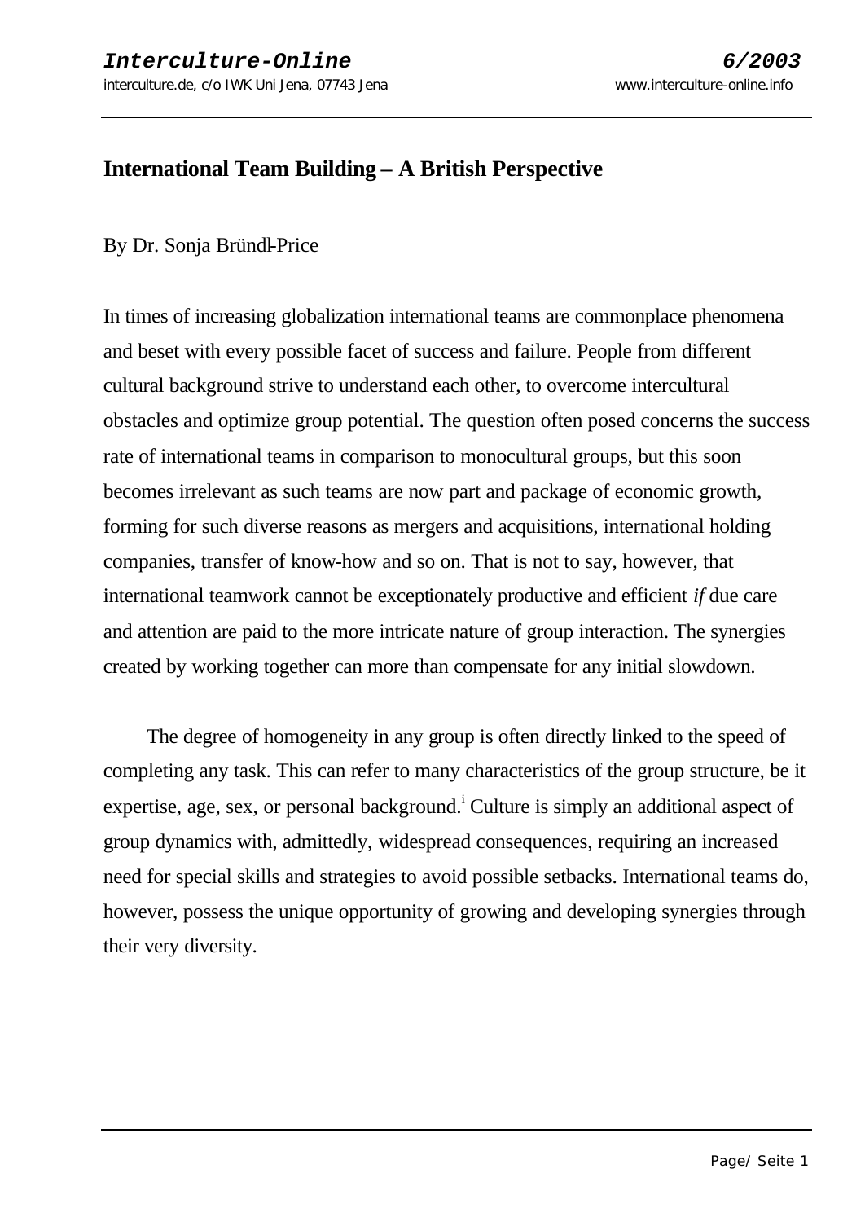# International Team Building – A British Perspective

By Dr. Sonja Bründl-Price

In times of increasing globalization international teams are commonplace phenomena and beset with every possible facet of success and failure. People from different cultural background strive to understand each other, to overcome intercultural obstacles and optimize group potential. The question often posed concerns the success rate of international teams in comparison to monocultural groups, but this soon becomes irrelevant as such teams are now part and package of economic growth, forming for such diverse reasons as mergers and acquisitions, international holding companies, transfer of know-how and so on. That is not to say, however, that international teamwork cannot be exceptionately productive and efficient *if* due care and attention are paid to the more intricate nature of group interaction. The synergies created by working together can more than compensate for any initial slowdown.

The degree of homogeneity in any group is often directly linked to the speed of completing any task. This can refer to many characteristics of the group structure, be it expertise, age, sex, or personal background.[i] Culture is simply an additional aspect of group dynamics with, admittedly, widespread consequences, requiring an increased need for special skills and strategies to avoid possible setbacks. International teams do, however, possess the unique opportunity of growing and developing synergies through their very diversity.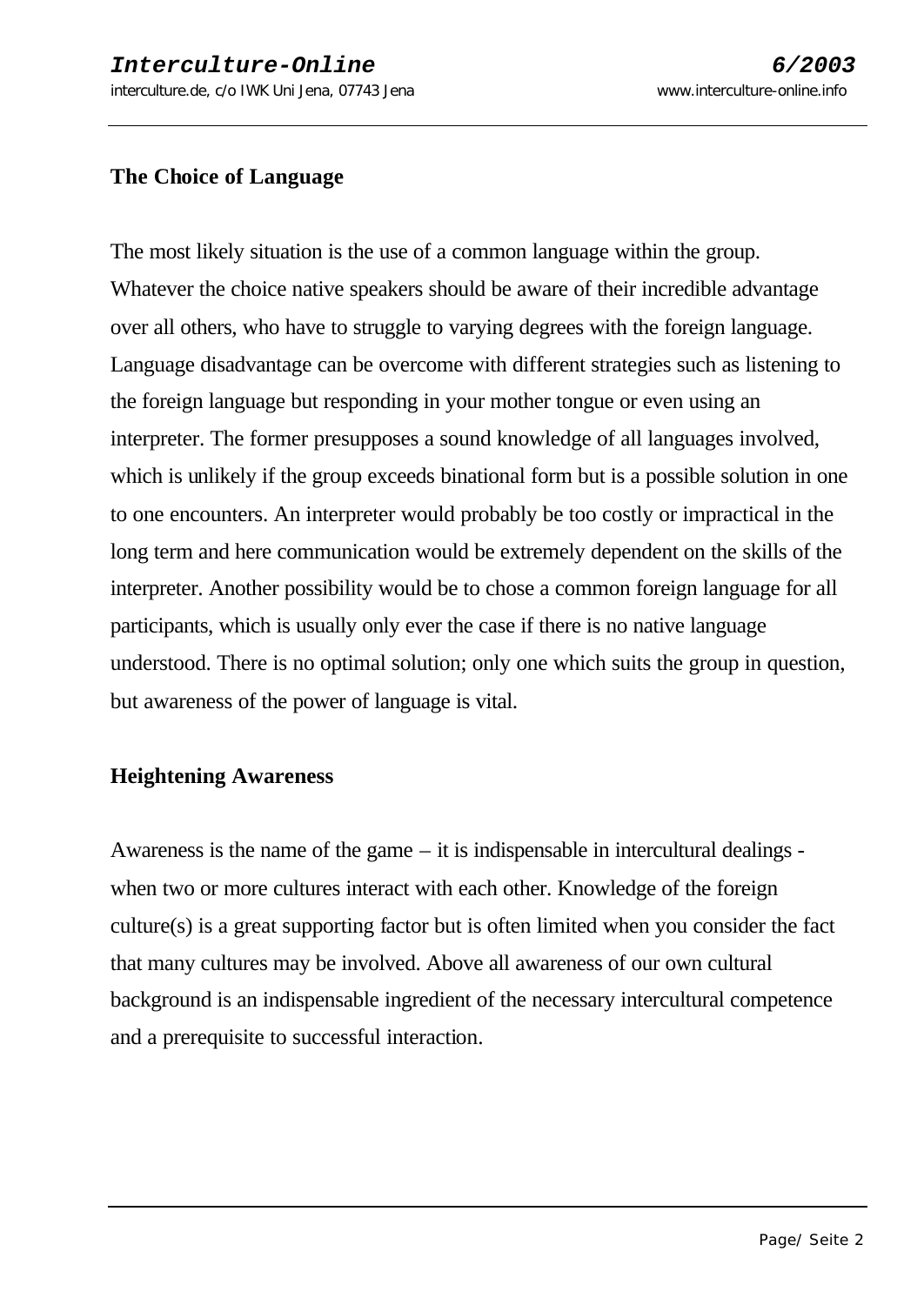## The Choice of Language

The most likely situation is the use of a common language within the group. Whatever the choice native speakers should be aware of their incredible advantage over all others, who have to struggle to varying degrees with the foreign language. Language disadvantage can be overcome with different strategies such as listening to the foreign language but responding in your mother tongue or even using an interpreter. The former presupposes a sound knowledge of all languages involved, which is unlikely if the group exceeds binational form but is a possible solution in one to one encounters. An interpreter would probably be too costly or impractical in the long term and here communication would be extremely dependent on the skills of the interpreter. Another possibility would be to chose a common foreign language for all participants, which is usually only ever the case if there is no native language understood. There is no optimal solution; only one which suits the group in question, but awareness of the power of language is vital.

## Heightening Awareness

Awareness is the name of the game – it is indispensable in intercultural dealings - when two or more cultures interact with each other. Knowledge of the foreign culture(s) is a great supporting factor but is often limited when you consider the fact that many cultures may be involved. Above all awareness of our own cultural background is an indispensable ingredient of the necessary intercultural competence and a prerequisite to successful interaction.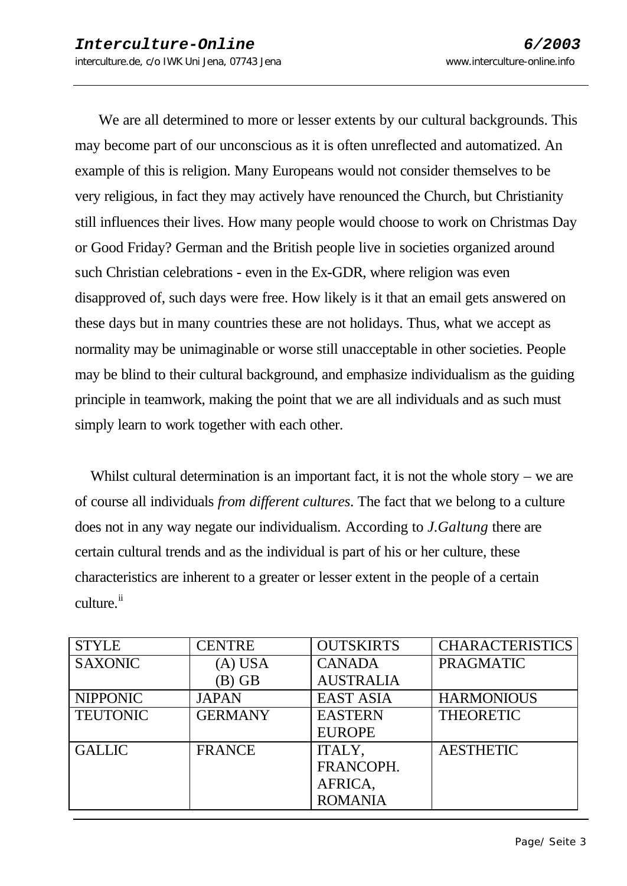We are all determined to more or lesser extents by our cultural backgrounds. This may become part of our unconscious as it is often unreflected and automatized. An example of this is religion. Many Europeans would not consider themselves to be very religious, in fact they may actively have renounced the Church, but Christianity still influences their lives. How many people would choose to work on Christmas Day or Good Friday? German and the British people live in societies organized around such Christian celebrations - even in the Ex-GDR, where religion was even disapproved of, such days were free. How likely is it that an email gets answered on these days but in many countries these are not holidays. Thus, what we accept as normality may be unimaginable or worse still unacceptable in other societies. People may be blind to their cultural background, and emphasize individualism as the guiding principle in teamwork, making the point that we are all individuals and as such must simply learn to work together with each other.

Whilst cultural determination is an important fact, it is not the whole story – we are of course all individuals *from different cultures*. The fact that we belong to a culture does not in any way negate our individualism. According to *J.Galtung* there are certain cultural trends and as the individual is part of his or her culture, these characteristics are inherent to a greater or lesser extent in the people of a certain culture.[ii]

| STYLE | CENTRE | OUTSKIRTS | CHARACTERISTICS |
|---|---|---|---|
| SAXONIC | (A) USA (B) GB | CANADA AUSTRALIA | PRAGMATIC |
| NIPPONIC | JAPAN | EAST ASIA | HARMONIOUS |
| TEUTONIC | GERMANY | EASTERN EUROPE | THEORETIC |
| GALLIC | FRANCE | ITALY, FRANCOPH. AFRICA, ROMANIA | AESTHETIC |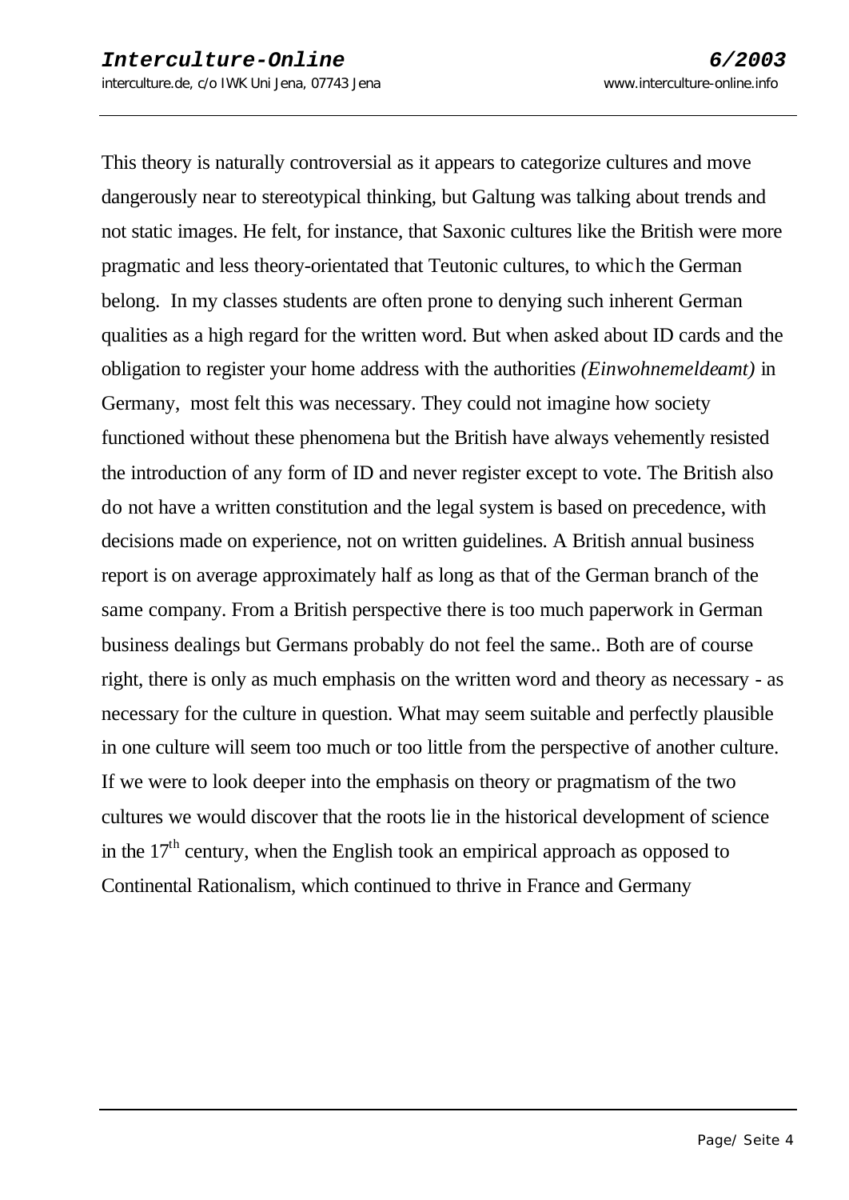This theory is naturally controversial as it appears to categorize cultures and move dangerously near to stereotypical thinking, but Galtung was talking about trends and not static images. He felt, for instance, that Saxonic cultures like the British were more pragmatic and less theory-orientated that Teutonic cultures, to which the German belong. In my classes students are often prone to denying such inherent German qualities as a high regard for the written word. But when asked about ID cards and the obligation to register your home address with the authorities *(Einwohnemeldeamt)* in Germany, most felt this was necessary. They could not imagine how society functioned without these phenomena but the British have always vehemently resisted the introduction of any form of ID and never register except to vote. The British also do not have a written constitution and the legal system is based on precedence, with decisions made on experience, not on written guidelines. A British annual business report is on average approximately half as long as that of the German branch of the same company. From a British perspective there is too much paperwork in German business dealings but Germans probably do not feel the same.. Both are of course right, there is only as much emphasis on the written word and theory as necessary - as necessary for the culture in question. What may seem suitable and perfectly plausible in one culture will seem too much or too little from the perspective of another culture. If we were to look deeper into the emphasis on theory or pragmatism of the two cultures we would discover that the roots lie in the historical development of science in the 17th century, when the English took an empirical approach as opposed to Continental Rationalism, which continued to thrive in France and Germany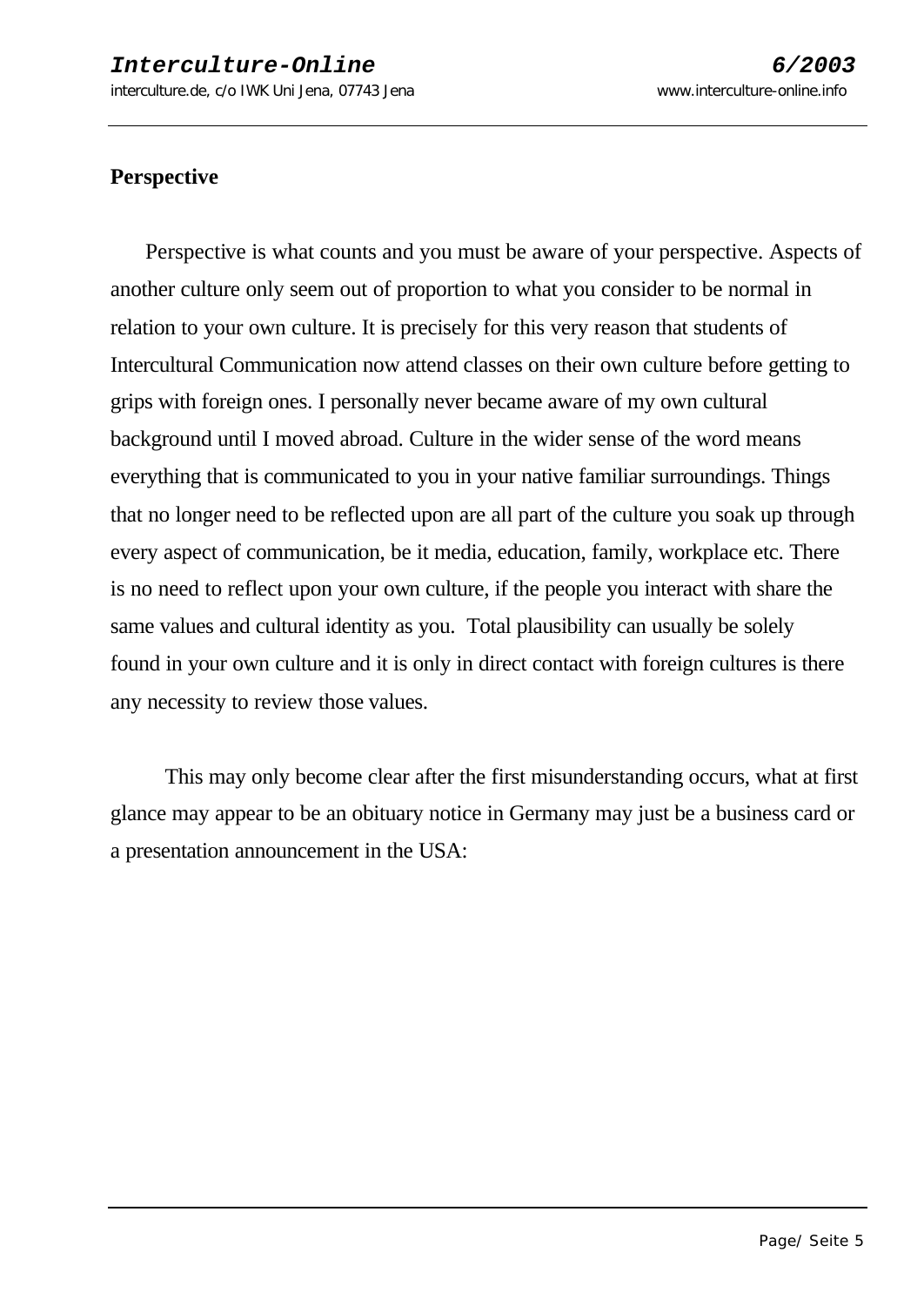## Perspective

Perspective is what counts and you must be aware of your perspective. Aspects of another culture only seem out of proportion to what you consider to be normal in relation to your own culture. It is precisely for this very reason that students of Intercultural Communication now attend classes on their own culture before getting to grips with foreign ones. I personally never became aware of my own cultural background until I moved abroad. Culture in the wider sense of the word means everything that is communicated to you in your native familiar surroundings. Things that no longer need to be reflected upon are all part of the culture you soak up through every aspect of communication, be it media, education, family, workplace etc. There is no need to reflect upon your own culture, if the people you interact with share the same values and cultural identity as you. Total plausibility can usually be solely found in your own culture and it is only in direct contact with foreign cultures is there any necessity to review those values.

This may only become clear after the first misunderstanding occurs, what at first glance may appear to be an obituary notice in Germany may just be a business card or a presentation announcement in the USA: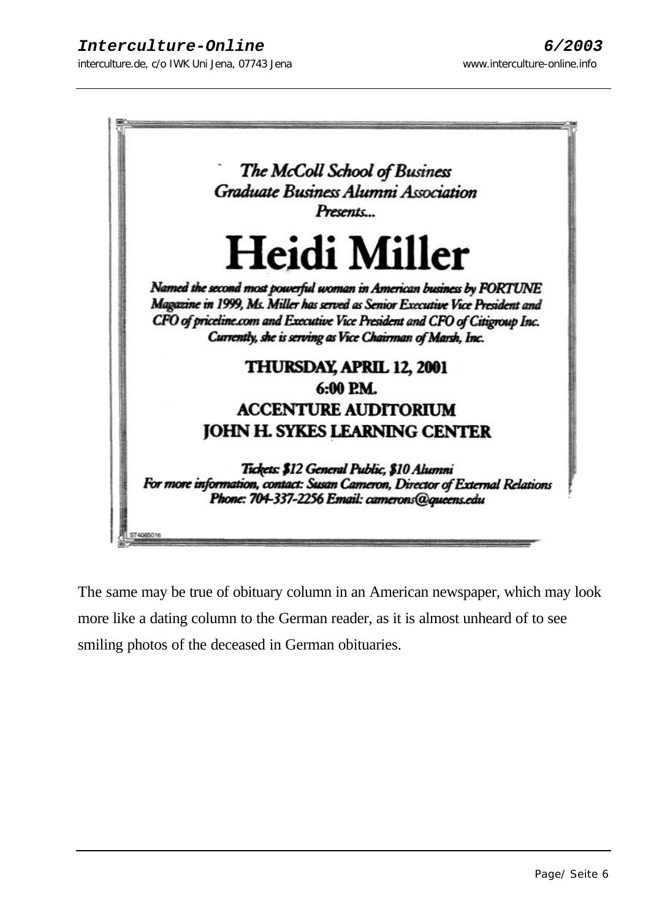*The McColl School of Business*
*Graduate Business Alumni Association*
*Presents...*

# Heidi Miller

*Named the second most powerful woman in American business by FORTUNE Magazine in 1999, Ms. Miller has served as Senior Executive Vice President and CFO of priceline.com and Executive Vice President and CFO of Citigroup Inc. Currently, she is serving as Vice Chairman of Marsh, Inc.*

**THURSDAY, APRIL 12, 2001**
**6:00 P.M.**
**ACCENTURE AUDITORIUM**
**JOHN H. SYKES LEARNING CENTER**

*Tickets: $12 General Public, $10 Alumni*
*For more information, contact: Susan Cameron, Director of External Relations*
*Phone: 704-337-2256 Email: camerons@queens.edu*

ST4065016

The same may be true of obituary column in an American newspaper, which may look more like a dating column to the German reader, as it is almost unheard of to see smiling photos of the deceased in German obituaries.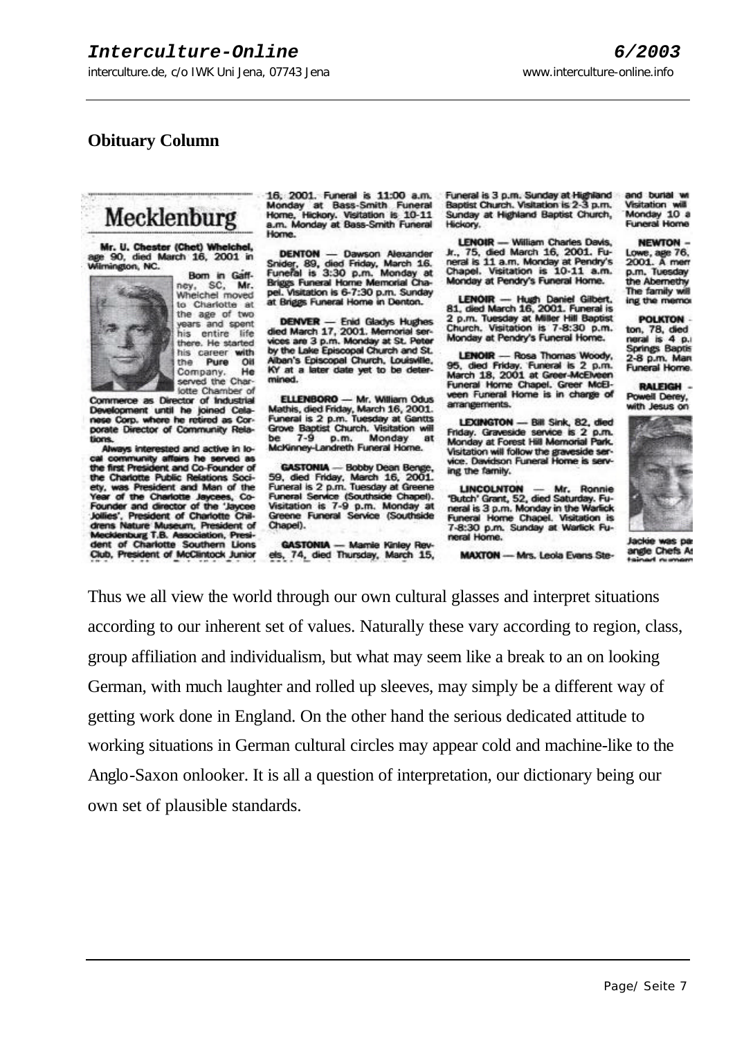## Obituary Column

### Mecklenburg

**Mr. U. Chester (Chet) Whelchel,** age 90, died March 16, 2001 in Wilmington, NC.

Born in Gaffney, SC, Mr. Whelchel moved to Charlotte at the age of two years and spent his entire life there. He started his career with the Pure Oil Company. He served the Charlotte Chamber of Commerce as Director of Industrial Development until he joined Celanese Corp. where he retired as Corporate Director of Community Relations.

Always interested and active in local community affairs he served as the first President and Co-Founder of the Charlotte Public Relations Society, was President and Man of the Year of the Charlotte Jaycees, Co-Founder and director of the 'Jaycee Jollies', President of Charlotte Childrens Nature Museum, President of Mecklenburg T.B. Association, President of Charlotte Southern Lions Club, President of McClintock Junior

16, 2001. Funeral is 11:00 a.m. Monday at Bass-Smith Funeral Home, Hickory. Visitation is 10-11 a.m. Monday at Bass-Smith Funeral Home.

**DENTON** — Dawson Alexander Snider, 89, died Friday, March 16. Funeral is 3:30 p.m. Monday at Briggs Funeral Home Memorial Chapel. Visitation is 6-7:30 p.m. Sunday at Briggs Funeral Home in Denton.

**DENVER** — Enid Gladys Hughes died March 17, 2001. Memorial services are 3 p.m. Monday at St. Peter by the Lake Episcopal Church and St. Alban's Episcopal Church, Louisville, KY at a later date yet to be determined.

**ELLENBORO** — Mr. William Odus Mathis, died Friday, March 16, 2001. Funeral is 2 p.m. Tuesday at Gantts Grove Baptist Church. Visitation will be 7-9 p.m. Monday at McKinney-Landreth Funeral Home.

**GASTONIA** — Bobby Dean Benge, 59, died Friday, March 16, 2001. Funeral is 2 p.m. Tuesday at Greene Funeral Service (Southside Chapel). Visitation is 7-9 p.m. Monday at Greene Funeral Service (Southside Chapel).

**GASTONIA** — Mamie Kinley Revels, 74, died Thursday, March 15,

Funeral is 3 p.m. Sunday at Highland Baptist Church. Visitation is 2-3 p.m. Sunday at Highland Baptist Church, Hickory.

**LENOIR** — William Charles Davis, Jr., 75, died March 16, 2001. Funeral is 11 a.m. Monday at Pendry's Chapel. Visitation is 10-11 a.m. Monday at Pendry's Funeral Home.

**LENOIR** — Hugh Daniel Gilbert, 81, died March 16, 2001. Funeral is 2 p.m. Tuesday at Miller Hill Baptist Church. Visitation is 7-8:30 p.m. Monday at Pendry's Funeral Home.

**LENOIR** — Rosa Thomas Woody, 95, died Friday. Funeral is 2 p.m. March 18, 2001 at Greer-McElveen Funeral Home Chapel. Greer McElveen Funeral Home is in charge of arrangements.

**LEXINGTON** — Bill Sink, 82, died Friday. Graveside service is 2 p.m. Monday at Forest Hill Memorial Park. Visitation will follow the graveside service. Davidson Funeral Home is serving the family.

**LINCOLNTON** — Mr. Ronnie 'Butch' Grant, 52, died Saturday. Funeral is 3 p.m. Monday in the Warlick Funeral Home Chapel. Visitation is 7-8:30 p.m. Sunday at Warlick Funeral Home.

**MAXTON** — Mrs. Leola Evans Ste-

and burial w
Visitation will
Monday 10 a
Funeral Home

**NEWTON** – Lowe, age 76, 2001. A mem p.m. Tuesday the Abernethy The family will ing the memo

**POLKTON** – ton, 78, died neral is 4 p. Springs Baptis 2-8 p.m. Mar Funeral Home.

**RALEIGH** – Powell Derey, with Jesus on

Jackie was pa angle Chefs As

Thus we all view the world through our own cultural glasses and interpret situations according to our inherent set of values. Naturally these vary according to region, class, group affiliation and individualism, but what may seem like a break to an on looking German, with much laughter and rolled up sleeves, may simply be a different way of getting work done in England. On the other hand the serious dedicated attitude to working situations in German cultural circles may appear cold and machine-like to the Anglo-Saxon onlooker. It is all a question of interpretation, our dictionary being our own set of plausible standards.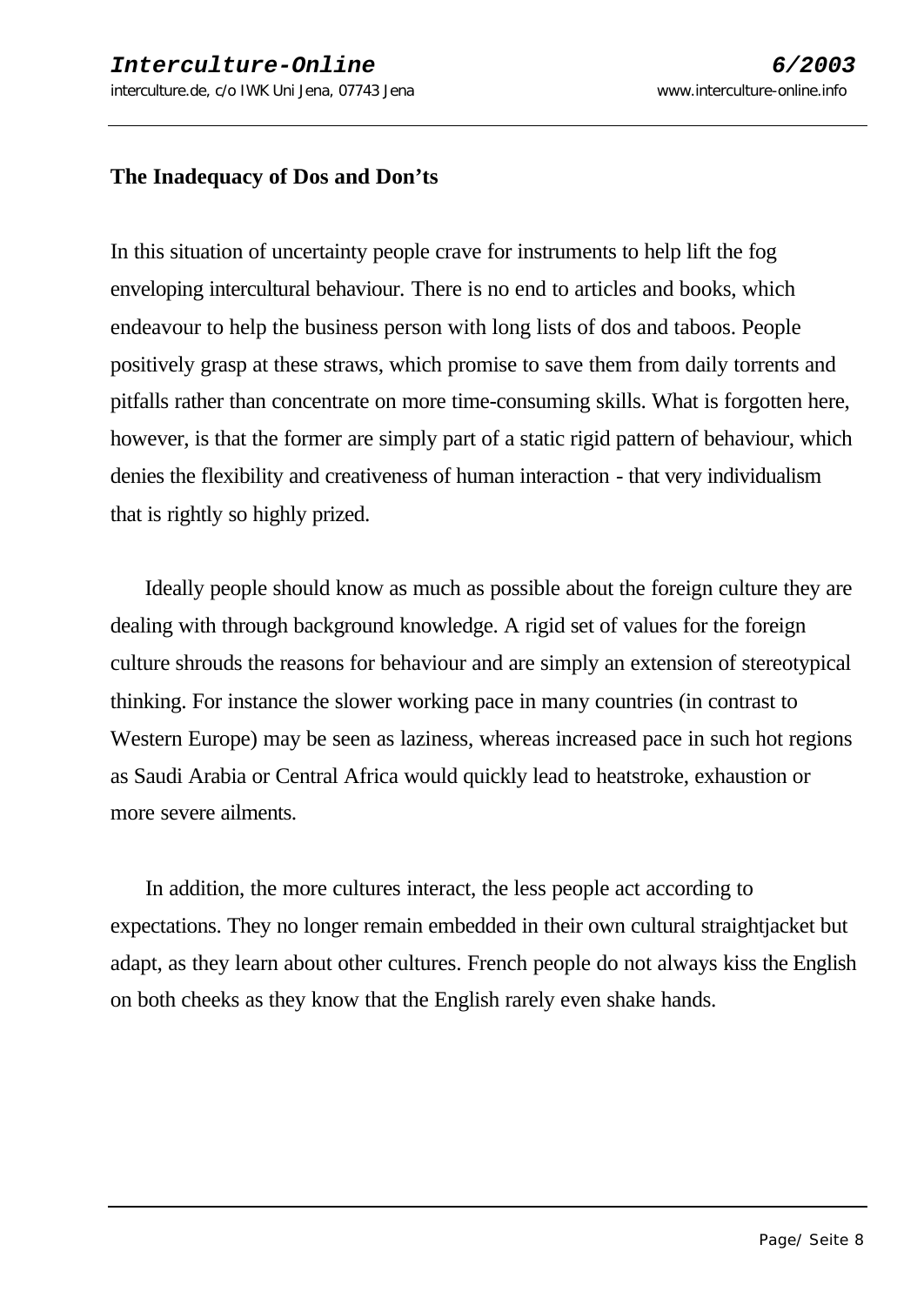**The Inadequacy of Dos and Don'ts**

In this situation of uncertainty people crave for instruments to help lift the fog enveloping intercultural behaviour. There is no end to articles and books, which endeavour to help the business person with long lists of dos and taboos. People positively grasp at these straws, which promise to save them from daily torrents and pitfalls rather than concentrate on more time-consuming skills. What is forgotten here, however, is that the former are simply part of a static rigid pattern of behaviour, which denies the flexibility and creativeness of human interaction - that very individualism that is rightly so highly prized.

Ideally people should know as much as possible about the foreign culture they are dealing with through background knowledge. A rigid set of values for the foreign culture shrouds the reasons for behaviour and are simply an extension of stereotypical thinking. For instance the slower working pace in many countries (in contrast to Western Europe) may be seen as laziness, whereas increased pace in such hot regions as Saudi Arabia or Central Africa would quickly lead to heatstroke, exhaustion or more severe ailments.

In addition, the more cultures interact, the less people act according to expectations. They no longer remain embedded in their own cultural straightjacket but adapt, as they learn about other cultures. French people do not always kiss the English on both cheeks as they know that the English rarely even shake hands.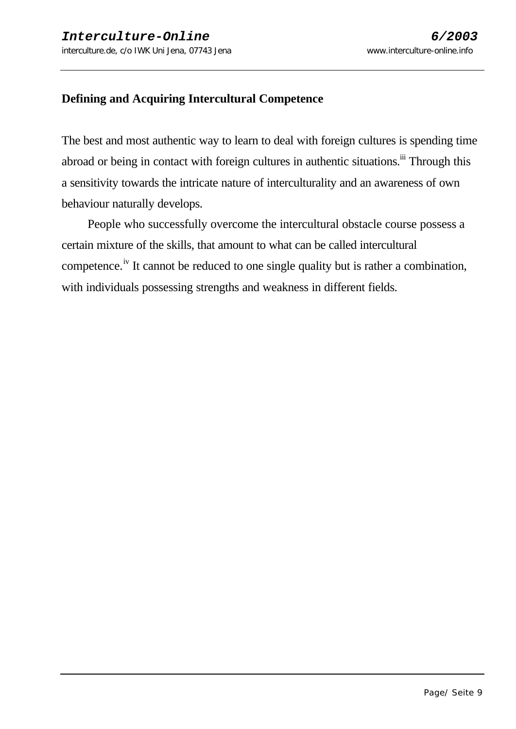**Defining and Acquiring Intercultural Competence**

The best and most authentic way to learn to deal with foreign cultures is spending time abroad or being in contact with foreign cultures in authentic situations.[iii] Through this a sensitivity towards the intricate nature of interculturality and an awareness of own behaviour naturally develops.

People who successfully overcome the intercultural obstacle course possess a certain mixture of the skills, that amount to what can be called intercultural competence.[iv] It cannot be reduced to one single quality but is rather a combination, with individuals possessing strengths and weakness in different fields.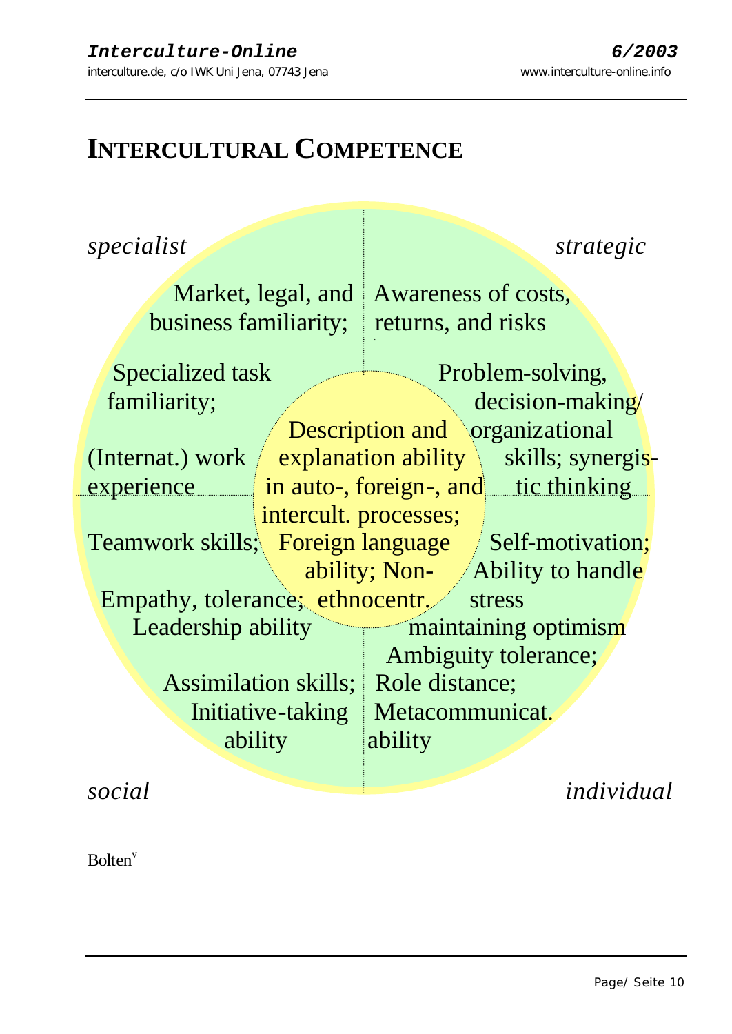# INTERCULTURAL COMPETENCE

*specialist*

Market, legal, and business familiarity;

Specialized task familiarity;

(Internat.) work experience

*strategic*

Awareness of costs, returns, and risks

Problem-solving, decision-making/ organizational skills; synergistic thinking

Description and explanation ability in auto-, foreign-, and intercult. processes; Foreign language ability; Non-ethnocentr.

*social*

Teamwork skills;

Empathy, tolerance;

Leadership ability

Assimilation skills; Initiative-taking ability

*individual*

Self-motivation; Ability to handle stress maintaining optimism

Ambiguity tolerance; Role distance; Metacommunicat. ability

Bolten[v]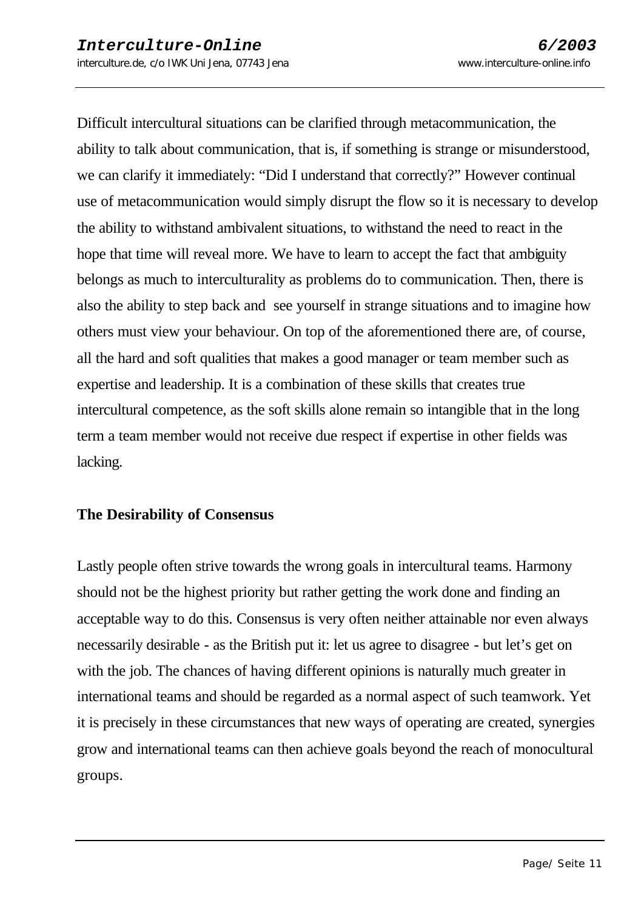Difficult intercultural situations can be clarified through metacommunication, the ability to talk about communication, that is, if something is strange or misunderstood, we can clarify it immediately: "Did I understand that correctly?" However continual use of metacommunication would simply disrupt the flow so it is necessary to develop the ability to withstand ambivalent situations, to withstand the need to react in the hope that time will reveal more. We have to learn to accept the fact that ambiguity belongs as much to interculturality as problems do to communication. Then, there is also the ability to step back and see yourself in strange situations and to imagine how others must view your behaviour. On top of the aforementioned there are, of course, all the hard and soft qualities that makes a good manager or team member such as expertise and leadership. It is a combination of these skills that creates true intercultural competence, as the soft skills alone remain so intangible that in the long term a team member would not receive due respect if expertise in other fields was lacking.

**The Desirability of Consensus**

Lastly people often strive towards the wrong goals in intercultural teams. Harmony should not be the highest priority but rather getting the work done and finding an acceptable way to do this. Consensus is very often neither attainable nor even always necessarily desirable - as the British put it: let us agree to disagree - but let's get on with the job. The chances of having different opinions is naturally much greater in international teams and should be regarded as a normal aspect of such teamwork. Yet it is precisely in these circumstances that new ways of operating are created, synergies grow and international teams can then achieve goals beyond the reach of monocultural groups.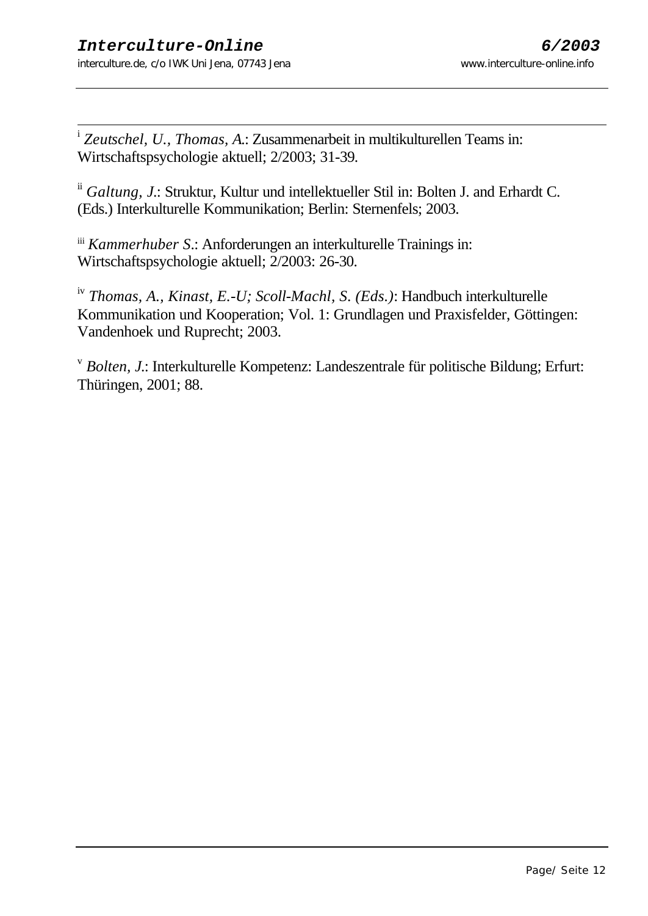[i] *Zeutschel, U., Thomas, A.*: Zusammenarbeit in multikulturellen Teams in: Wirtschaftspsychologie aktuell; 2/2003; 31-39.

[ii] *Galtung, J.*: Struktur, Kultur und intellektueller Stil in: Bolten J. and Erhardt C. (Eds.) Interkulturelle Kommunikation; Berlin: Sternenfels; 2003.

[iii] *Kammerhuber S.*: Anforderungen an interkulturelle Trainings in: Wirtschaftspsychologie aktuell; 2/2003: 26-30.

[iv] *Thomas, A., Kinast, E.-U; Scoll-Machl, S. (Eds.)*: Handbuch interkulturelle Kommunikation und Kooperation; Vol. 1: Grundlagen und Praxisfelder, Göttingen: Vandenhoek und Ruprecht; 2003.

[v] *Bolten, J.*: Interkulturelle Kompetenz: Landeszentrale für politische Bildung; Erfurt: Thüringen, 2001; 88.